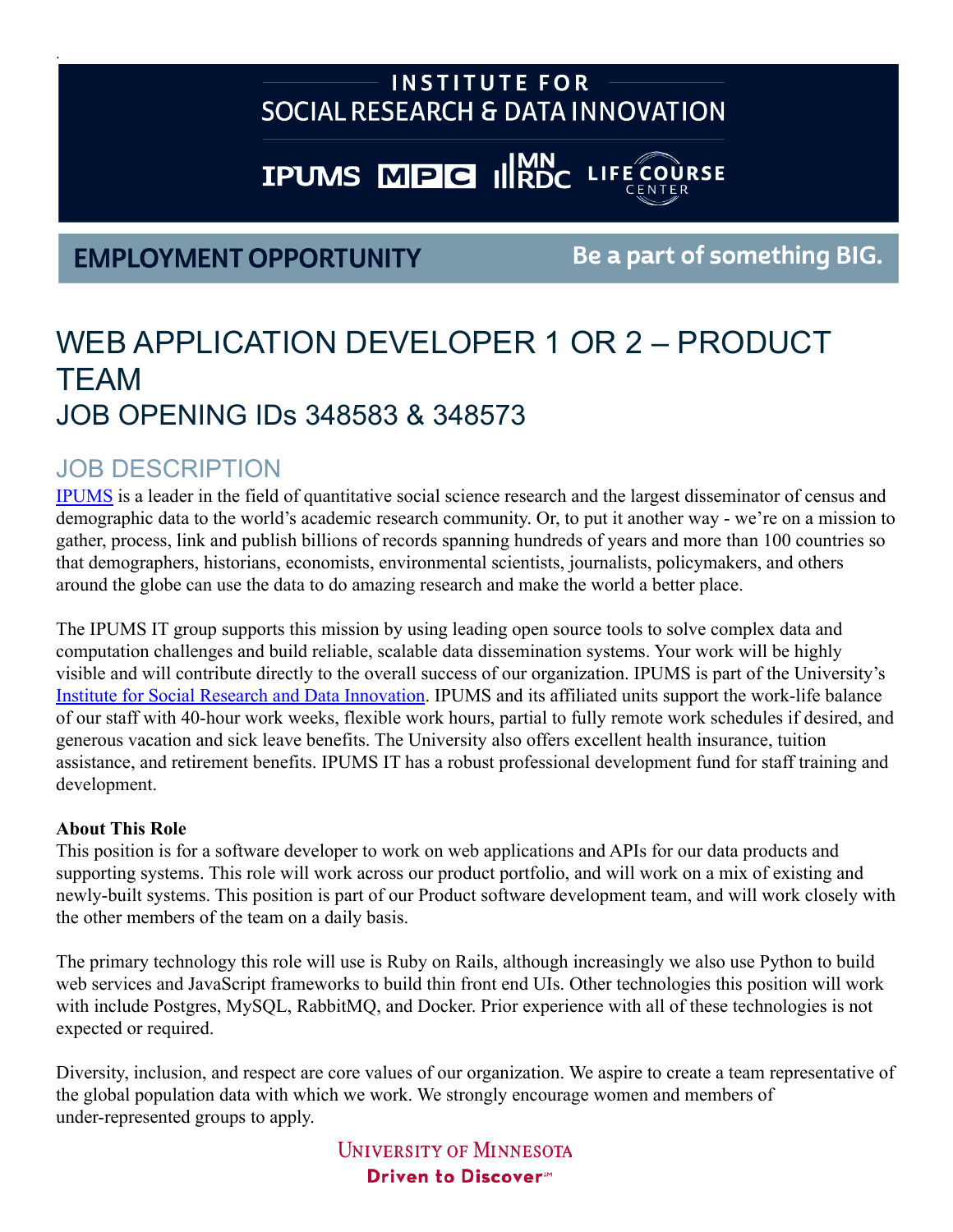# INSTITUTE FOR SOCIAL RESEARCH & DATA INNOVATION

IPUMS MPC MN RDC LIFE COURSE CENTER

**EMPLOYMENT OPPORTUNITY** Be a part of something BIG.

# WEB APPLICATION DEVELOPER 1 OR 2 – PRODUCT TEAM
## JOB OPENING IDs 348583 & 348573

## JOB DESCRIPTION

IPUMS is a leader in the field of quantitative social science research and the largest disseminator of census and demographic data to the world's academic research community. Or, to put it another way - we're on a mission to gather, process, link and publish billions of records spanning hundreds of years and more than 100 countries so that demographers, historians, economists, environmental scientists, journalists, policymakers, and others around the globe can use the data to do amazing research and make the world a better place.

The IPUMS IT group supports this mission by using leading open source tools to solve complex data and computation challenges and build reliable, scalable data dissemination systems. Your work will be highly visible and will contribute directly to the overall success of our organization. IPUMS is part of the University's Institute for Social Research and Data Innovation. IPUMS and its affiliated units support the work-life balance of our staff with 40-hour work weeks, flexible work hours, partial to fully remote work schedules if desired, and generous vacation and sick leave benefits. The University also offers excellent health insurance, tuition assistance, and retirement benefits. IPUMS IT has a robust professional development fund for staff training and development.

**About This Role**

This position is for a software developer to work on web applications and APIs for our data products and supporting systems. This role will work across our product portfolio, and will work on a mix of existing and newly-built systems. This position is part of our Product software development team, and will work closely with the other members of the team on a daily basis.

The primary technology this role will use is Ruby on Rails, although increasingly we also use Python to build web services and JavaScript frameworks to build thin front end UIs. Other technologies this position will work with include Postgres, MySQL, RabbitMQ, and Docker. Prior experience with all of these technologies is not expected or required.

Diversity, inclusion, and respect are core values of our organization. We aspire to create a team representative of the global population data with which we work. We strongly encourage women and members of under-represented groups to apply.

UNIVERSITY OF MINNESOTA
Driven to Discover℠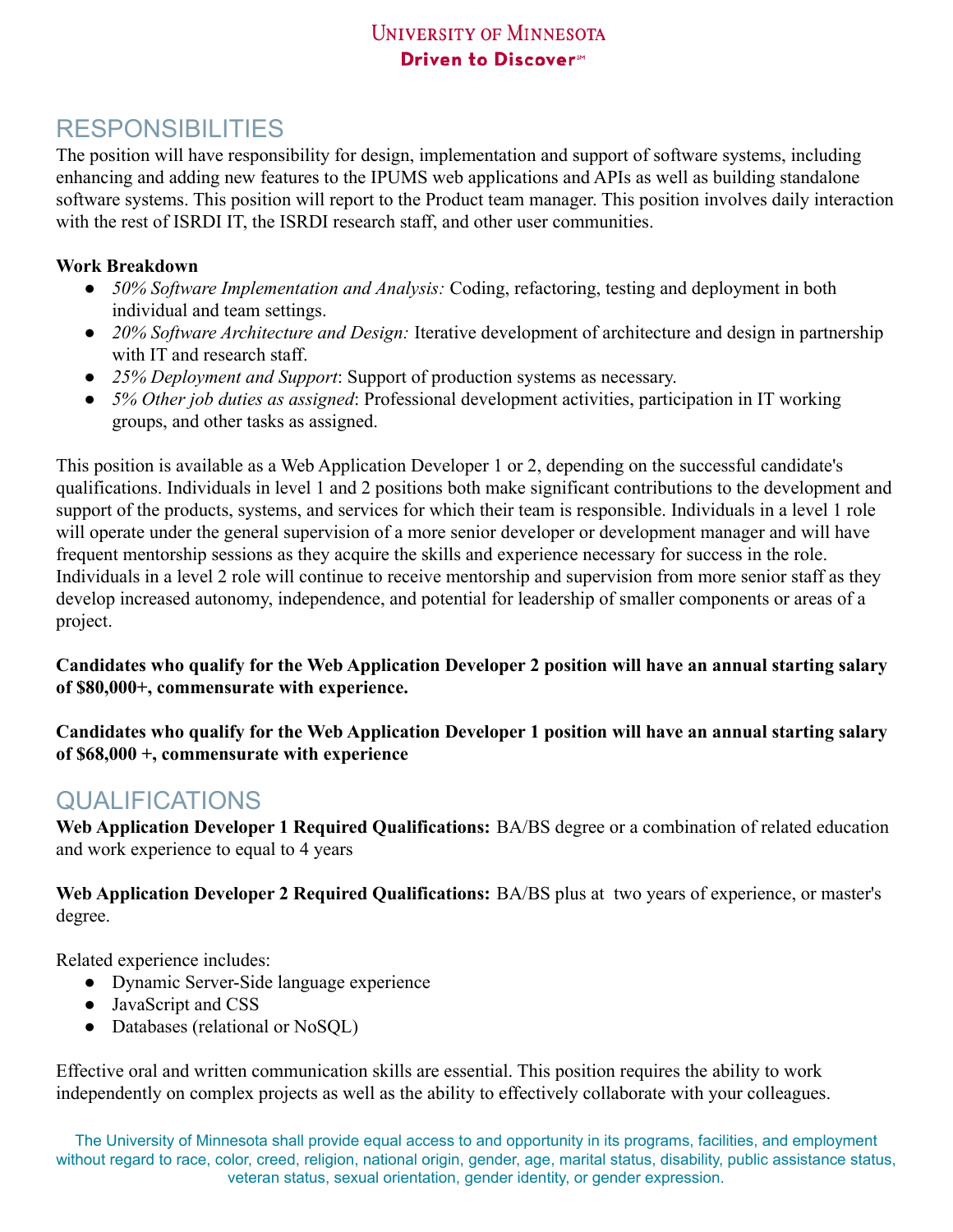## RESPONSIBILITIES

The position will have responsibility for design, implementation and support of software systems, including enhancing and adding new features to the IPUMS web applications and APIs as well as building standalone software systems. This position will report to the Product team manager. This position involves daily interaction with the rest of ISRDI IT, the ISRDI research staff, and other user communities.

**Work Breakdown**

- *50% Software Implementation and Analysis:* Coding, refactoring, testing and deployment in both individual and team settings.
- *20% Software Architecture and Design:* Iterative development of architecture and design in partnership with IT and research staff.
- *25% Deployment and Support*: Support of production systems as necessary.
- *5% Other job duties as assigned*: Professional development activities, participation in IT working groups, and other tasks as assigned.

This position is available as a Web Application Developer 1 or 2, depending on the successful candidate's qualifications. Individuals in level 1 and 2 positions both make significant contributions to the development and support of the products, systems, and services for which their team is responsible. Individuals in a level 1 role will operate under the general supervision of a more senior developer or development manager and will have frequent mentorship sessions as they acquire the skills and experience necessary for success in the role. Individuals in a level 2 role will continue to receive mentorship and supervision from more senior staff as they develop increased autonomy, independence, and potential for leadership of smaller components or areas of a project.

**Candidates who qualify for the Web Application Developer 2 position will have an annual starting salary of $80,000+, commensurate with experience.**

**Candidates who qualify for the Web Application Developer 1 position will have an annual starting salary of $68,000 +, commensurate with experience**

## QUALIFICATIONS

**Web Application Developer 1 Required Qualifications:** BA/BS degree or a combination of related education and work experience to equal to 4 years

**Web Application Developer 2 Required Qualifications:** BA/BS plus at two years of experience, or master's degree.

Related experience includes:

- Dynamic Server-Side language experience
- JavaScript and CSS
- Databases (relational or NoSQL)

Effective oral and written communication skills are essential. This position requires the ability to work independently on complex projects as well as the ability to effectively collaborate with your colleagues.

The University of Minnesota shall provide equal access to and opportunity in its programs, facilities, and employment without regard to race, color, creed, religion, national origin, gender, age, marital status, disability, public assistance status, veteran status, sexual orientation, gender identity, or gender expression.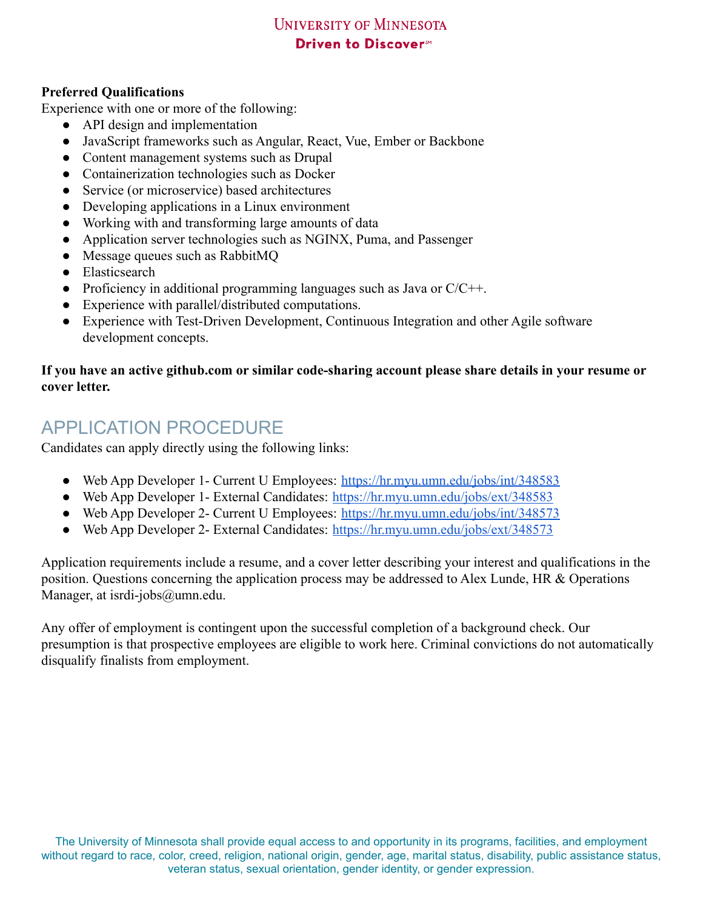**Preferred Qualifications**

Experience with one or more of the following:

- API design and implementation
- JavaScript frameworks such as Angular, React, Vue, Ember or Backbone
- Content management systems such as Drupal
- Containerization technologies such as Docker
- Service (or microservice) based architectures
- Developing applications in a Linux environment
- Working with and transforming large amounts of data
- Application server technologies such as NGINX, Puma, and Passenger
- Message queues such as RabbitMQ
- Elasticsearch
- Proficiency in additional programming languages such as Java or C/C++.
- Experience with parallel/distributed computations.
- Experience with Test-Driven Development, Continuous Integration and other Agile software development concepts.

**If you have an active github.com or similar code-sharing account please share details in your resume or cover letter.**

## APPLICATION PROCEDURE

Candidates can apply directly using the following links:

- Web App Developer 1- Current U Employees: https://hr.myu.umn.edu/jobs/int/348583
- Web App Developer 1- External Candidates: https://hr.myu.umn.edu/jobs/ext/348583
- Web App Developer 2- Current U Employees: https://hr.myu.umn.edu/jobs/int/348573
- Web App Developer 2- External Candidates: https://hr.myu.umn.edu/jobs/ext/348573

Application requirements include a resume, and a cover letter describing your interest and qualifications in the position. Questions concerning the application process may be addressed to Alex Lunde, HR & Operations Manager, at isrdi-jobs@umn.edu.

Any offer of employment is contingent upon the successful completion of a background check. Our presumption is that prospective employees are eligible to work here. Criminal convictions do not automatically disqualify finalists from employment.

The University of Minnesota shall provide equal access to and opportunity in its programs, facilities, and employment without regard to race, color, creed, religion, national origin, gender, age, marital status, disability, public assistance status, veteran status, sexual orientation, gender identity, or gender expression.